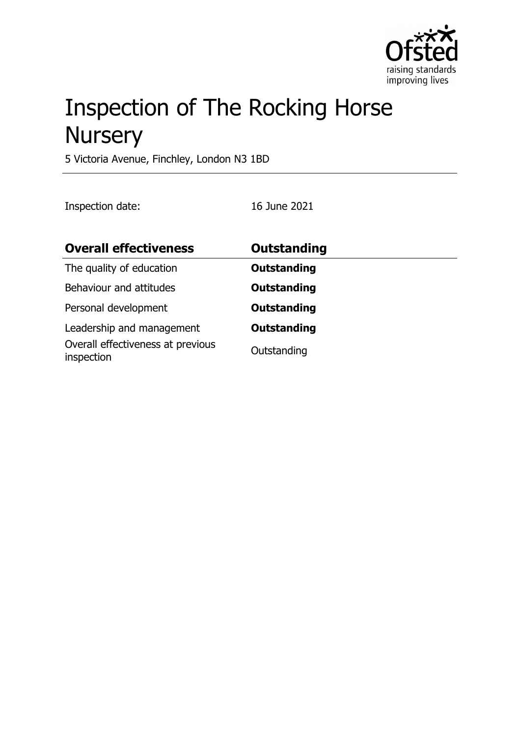# Inspection of The Rocking Horse Nursery

5 Victoria Avenue, Finchley, London N3 1BD

Inspection date: 16 June 2021

| **Overall effectiveness** | **Outstanding** |
| --- | --- |
| The quality of education | **Outstanding** |
| Behaviour and attitudes | **Outstanding** |
| Personal development | **Outstanding** |
| Leadership and management | **Outstanding** |
| Overall effectiveness at previous inspection | Outstanding |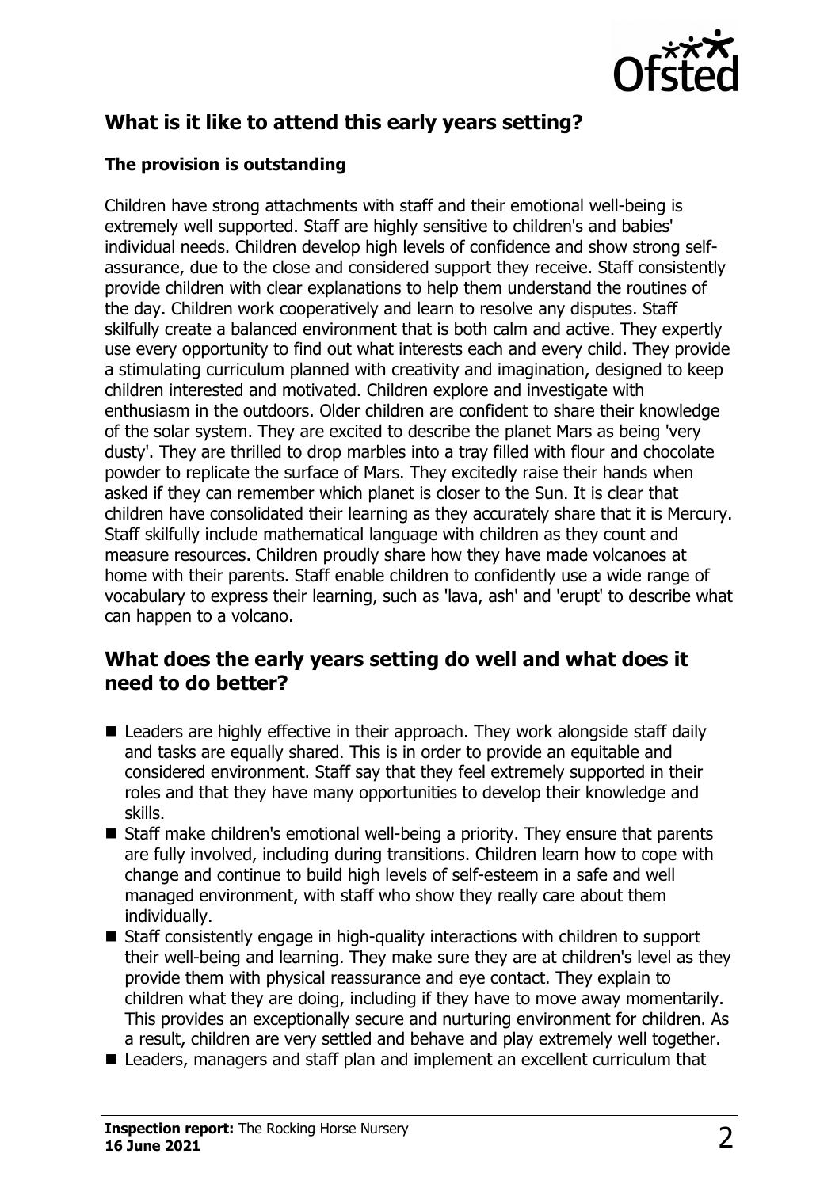## What is it like to attend this early years setting?

### The provision is outstanding

Children have strong attachments with staff and their emotional well-being is extremely well supported. Staff are highly sensitive to children's and babies' individual needs. Children develop high levels of confidence and show strong self-assurance, due to the close and considered support they receive. Staff consistently provide children with clear explanations to help them understand the routines of the day. Children work cooperatively and learn to resolve any disputes. Staff skilfully create a balanced environment that is both calm and active. They expertly use every opportunity to find out what interests each and every child. They provide a stimulating curriculum planned with creativity and imagination, designed to keep children interested and motivated. Children explore and investigate with enthusiasm in the outdoors. Older children are confident to share their knowledge of the solar system. They are excited to describe the planet Mars as being 'very dusty'. They are thrilled to drop marbles into a tray filled with flour and chocolate powder to replicate the surface of Mars. They excitedly raise their hands when asked if they can remember which planet is closer to the Sun. It is clear that children have consolidated their learning as they accurately share that it is Mercury. Staff skilfully include mathematical language with children as they count and measure resources. Children proudly share how they have made volcanoes at home with their parents. Staff enable children to confidently use a wide range of vocabulary to express their learning, such as 'lava, ash' and 'erupt' to describe what can happen to a volcano.

## What does the early years setting do well and what does it need to do better?

- Leaders are highly effective in their approach. They work alongside staff daily and tasks are equally shared. This is in order to provide an equitable and considered environment. Staff say that they feel extremely supported in their roles and that they have many opportunities to develop their knowledge and skills.
- Staff make children's emotional well-being a priority. They ensure that parents are fully involved, including during transitions. Children learn how to cope with change and continue to build high levels of self-esteem in a safe and well managed environment, with staff who show they really care about them individually.
- Staff consistently engage in high-quality interactions with children to support their well-being and learning. They make sure they are at children's level as they provide them with physical reassurance and eye contact. They explain to children what they are doing, including if they have to move away momentarily. This provides an exceptionally secure and nurturing environment for children. As a result, children are very settled and behave and play extremely well together.
- Leaders, managers and staff plan and implement an excellent curriculum that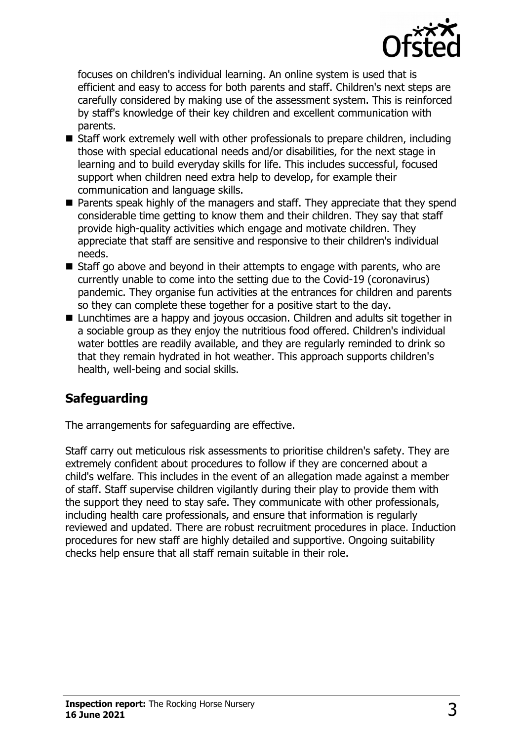focuses on children's individual learning. An online system is used that is efficient and easy to access for both parents and staff. Children's next steps are carefully considered by making use of the assessment system. This is reinforced by staff's knowledge of their key children and excellent communication with parents.

- Staff work extremely well with other professionals to prepare children, including those with special educational needs and/or disabilities, for the next stage in learning and to build everyday skills for life. This includes successful, focused support when children need extra help to develop, for example their communication and language skills.
- Parents speak highly of the managers and staff. They appreciate that they spend considerable time getting to know them and their children. They say that staff provide high-quality activities which engage and motivate children. They appreciate that staff are sensitive and responsive to their children's individual needs.
- Staff go above and beyond in their attempts to engage with parents, who are currently unable to come into the setting due to the Covid-19 (coronavirus) pandemic. They organise fun activities at the entrances for children and parents so they can complete these together for a positive start to the day.
- Lunchtimes are a happy and joyous occasion. Children and adults sit together in a sociable group as they enjoy the nutritious food offered. Children's individual water bottles are readily available, and they are regularly reminded to drink so that they remain hydrated in hot weather. This approach supports children's health, well-being and social skills.

## Safeguarding

The arrangements for safeguarding are effective.

Staff carry out meticulous risk assessments to prioritise children's safety. They are extremely confident about procedures to follow if they are concerned about a child's welfare. This includes in the event of an allegation made against a member of staff. Staff supervise children vigilantly during their play to provide them with the support they need to stay safe. They communicate with other professionals, including health care professionals, and ensure that information is regularly reviewed and updated. There are robust recruitment procedures in place. Induction procedures for new staff are highly detailed and supportive. Ongoing suitability checks help ensure that all staff remain suitable in their role.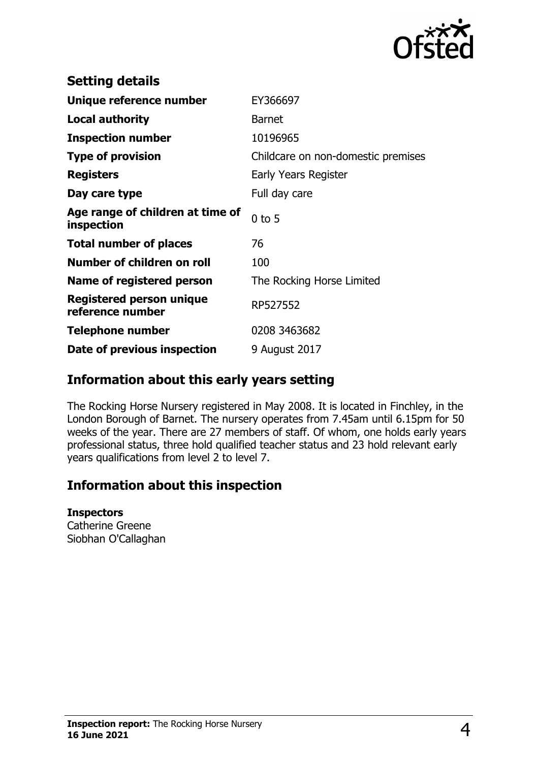## Setting details

| | |
|---|---|
| **Unique reference number** | EY366697 |
| **Local authority** | Barnet |
| **Inspection number** | 10196965 |
| **Type of provision** | Childcare on non-domestic premises |
| **Registers** | Early Years Register |
| **Day care type** | Full day care |
| **Age range of children at time of inspection** | 0 to 5 |
| **Total number of places** | 76 |
| **Number of children on roll** | 100 |
| **Name of registered person** | The Rocking Horse Limited |
| **Registered person unique reference number** | RP527552 |
| **Telephone number** | 0208 3463682 |
| **Date of previous inspection** | 9 August 2017 |

## Information about this early years setting

The Rocking Horse Nursery registered in May 2008. It is located in Finchley, in the London Borough of Barnet. The nursery operates from 7.45am until 6.15pm for 50 weeks of the year. There are 27 members of staff. Of whom, one holds early years professional status, three hold qualified teacher status and 23 hold relevant early years qualifications from level 2 to level 7.

## Information about this inspection

**Inspectors**
Catherine Greene
Siobhan O'Callaghan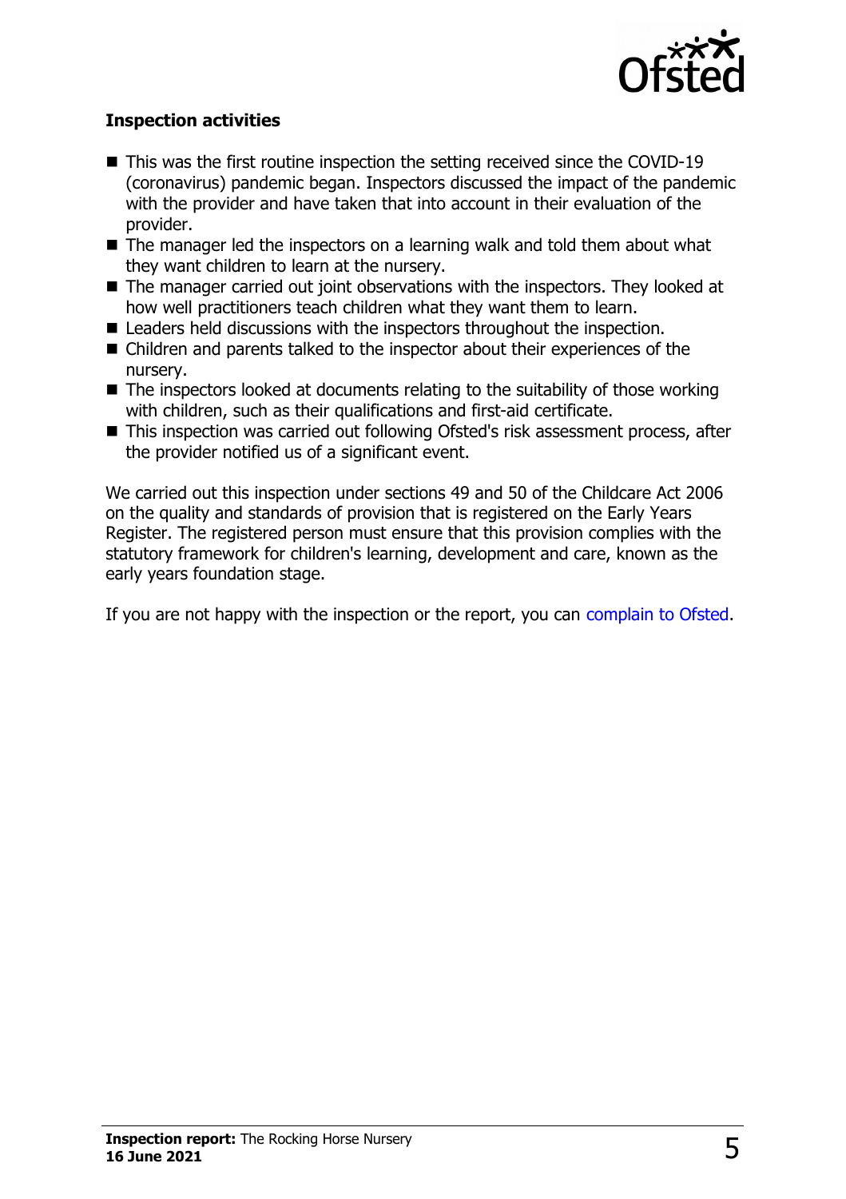### Inspection activities

- This was the first routine inspection the setting received since the COVID-19 (coronavirus) pandemic began. Inspectors discussed the impact of the pandemic with the provider and have taken that into account in their evaluation of the provider.
- The manager led the inspectors on a learning walk and told them about what they want children to learn at the nursery.
- The manager carried out joint observations with the inspectors. They looked at how well practitioners teach children what they want them to learn.
- Leaders held discussions with the inspectors throughout the inspection.
- Children and parents talked to the inspector about their experiences of the nursery.
- The inspectors looked at documents relating to the suitability of those working with children, such as their qualifications and first-aid certificate.
- This inspection was carried out following Ofsted's risk assessment process, after the provider notified us of a significant event.

We carried out this inspection under sections 49 and 50 of the Childcare Act 2006 on the quality and standards of provision that is registered on the Early Years Register. The registered person must ensure that this provision complies with the statutory framework for children's learning, development and care, known as the early years foundation stage.

If you are not happy with the inspection or the report, you can complain to Ofsted.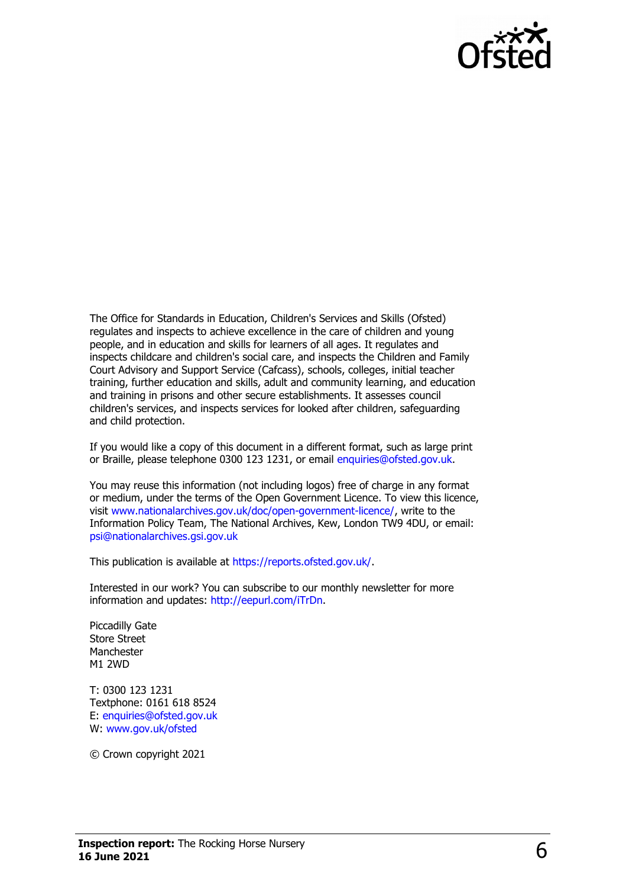The Office for Standards in Education, Children's Services and Skills (Ofsted) regulates and inspects to achieve excellence in the care of children and young people, and in education and skills for learners of all ages. It regulates and inspects childcare and children's social care, and inspects the Children and Family Court Advisory and Support Service (Cafcass), schools, colleges, initial teacher training, further education and skills, adult and community learning, and education and training in prisons and other secure establishments. It assesses council children's services, and inspects services for looked after children, safeguarding and child protection.

If you would like a copy of this document in a different format, such as large print or Braille, please telephone 0300 123 1231, or email enquiries@ofsted.gov.uk.

You may reuse this information (not including logos) free of charge in any format or medium, under the terms of the Open Government Licence. To view this licence, visit www.nationalarchives.gov.uk/doc/open-government-licence/, write to the Information Policy Team, The National Archives, Kew, London TW9 4DU, or email: psi@nationalarchives.gsi.gov.uk

This publication is available at https://reports.ofsted.gov.uk/.

Interested in our work? You can subscribe to our monthly newsletter for more information and updates: http://eepurl.com/iTrDn.

Piccadilly Gate
Store Street
Manchester
M1 2WD

T: 0300 123 1231
Textphone: 0161 618 8524
E: enquiries@ofsted.gov.uk
W: www.gov.uk/ofsted

© Crown copyright 2021